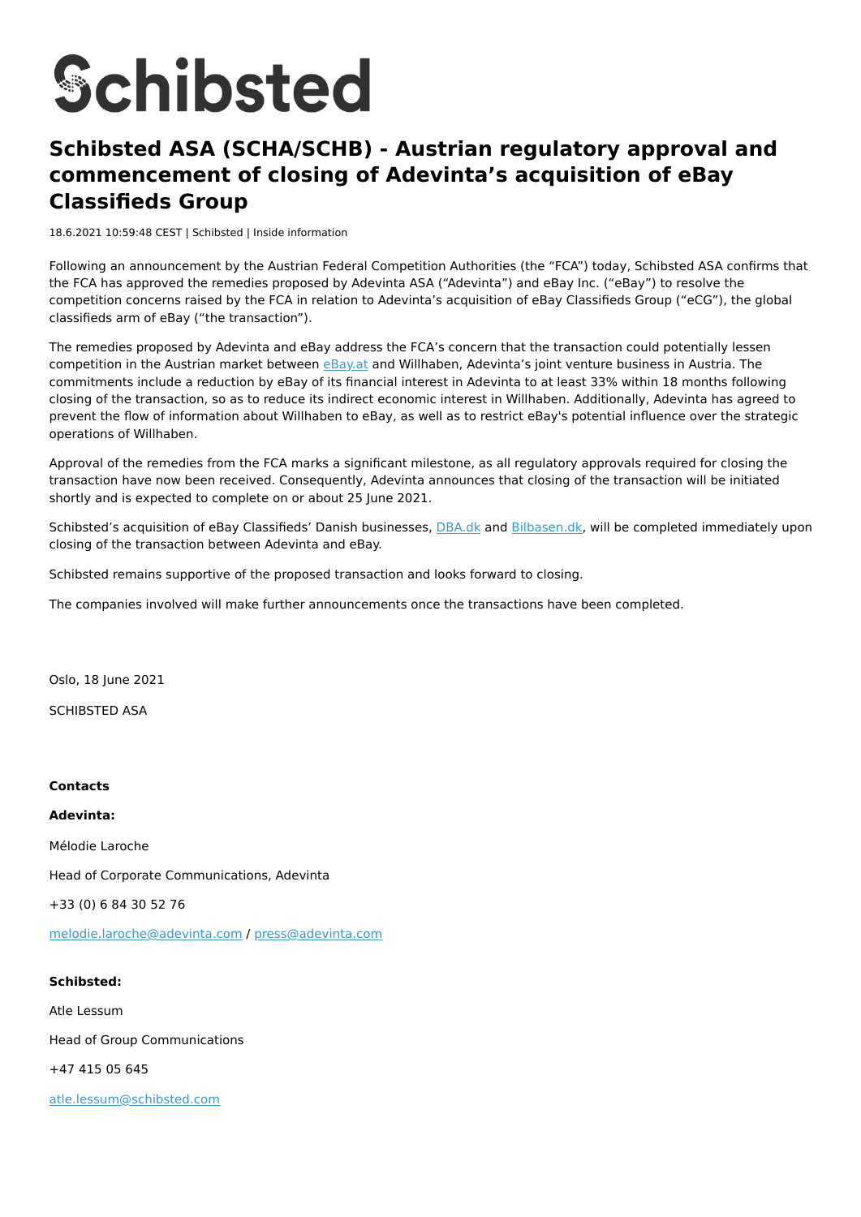Schibsted

# Schibsted ASA (SCHA/SCHB) - Austrian regulatory approval and commencement of closing of Adevinta's acquisition of eBay Classifieds Group

18.6.2021 10:59:48 CEST | Schibsted | Inside information

Following an announcement by the Austrian Federal Competition Authorities (the "FCA") today, Schibsted ASA confirms that the FCA has approved the remedies proposed by Adevinta ASA ("Adevinta") and eBay Inc. ("eBay") to resolve the competition concerns raised by the FCA in relation to Adevinta's acquisition of eBay Classifieds Group ("eCG"), the global classifieds arm of eBay ("the transaction").

The remedies proposed by Adevinta and eBay address the FCA's concern that the transaction could potentially lessen competition in the Austrian market between eBay.at and Willhaben, Adevinta's joint venture business in Austria. The commitments include a reduction by eBay of its financial interest in Adevinta to at least 33% within 18 months following closing of the transaction, so as to reduce its indirect economic interest in Willhaben. Additionally, Adevinta has agreed to prevent the flow of information about Willhaben to eBay, as well as to restrict eBay's potential influence over the strategic operations of Willhaben.

Approval of the remedies from the FCA marks a significant milestone, as all regulatory approvals required for closing the transaction have now been received. Consequently, Adevinta announces that closing of the transaction will be initiated shortly and is expected to complete on or about 25 June 2021.

Schibsted's acquisition of eBay Classifieds' Danish businesses, DBA.dk and Bilbasen.dk, will be completed immediately upon closing of the transaction between Adevinta and eBay.

Schibsted remains supportive of the proposed transaction and looks forward to closing.

The companies involved will make further announcements once the transactions have been completed.

Oslo, 18 June 2021

SCHIBSTED ASA

**Contacts**

**Adevinta:**

Mélodie Laroche

Head of Corporate Communications, Adevinta

+33 (0) 6 84 30 52 76

melodie.laroche@adevinta.com / press@adevinta.com

**Schibsted:**

Atle Lessum

Head of Group Communications

+47 415 05 645

atle.lessum@schibsted.com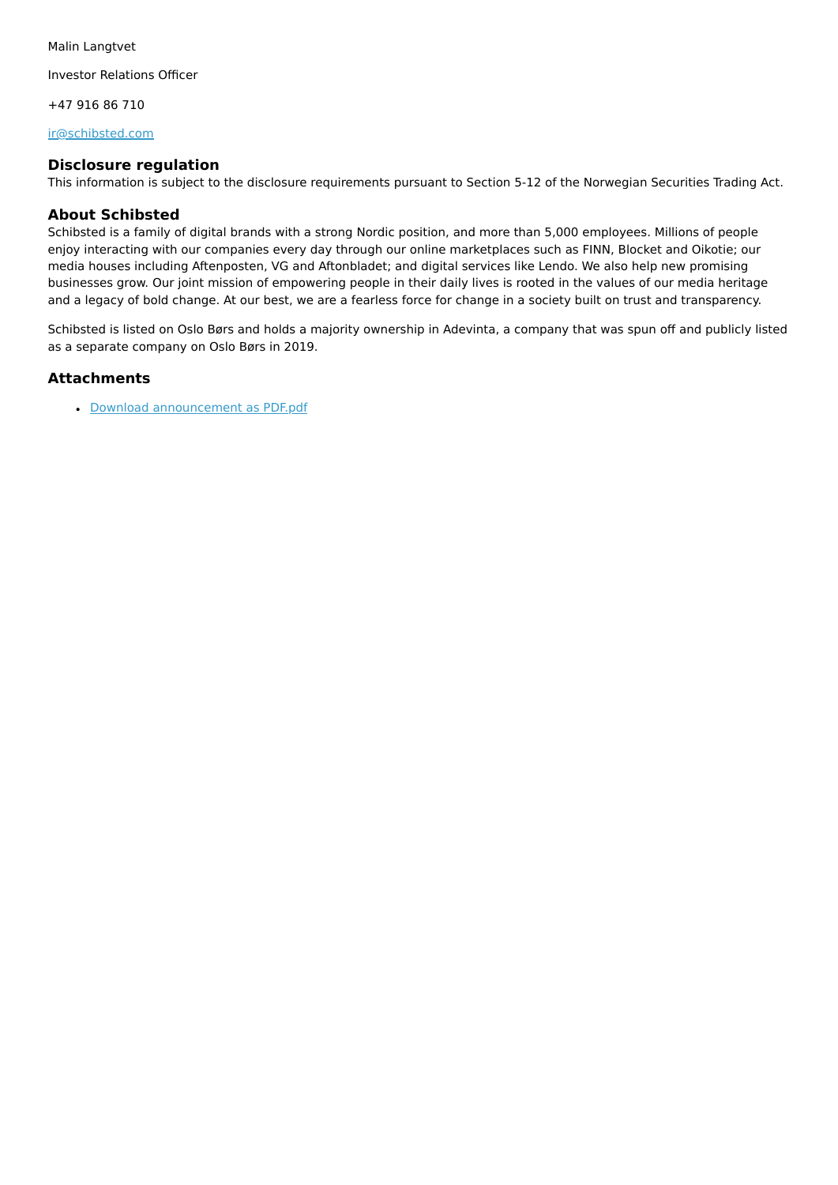Malin Langtvet

Investor Relations Officer

+47 916 86 710

ir@schibsted.com

### Disclosure regulation

This information is subject to the disclosure requirements pursuant to Section 5-12 of the Norwegian Securities Trading Act.

### About Schibsted

Schibsted is a family of digital brands with a strong Nordic position, and more than 5,000 employees. Millions of people enjoy interacting with our companies every day through our online marketplaces such as FINN, Blocket and Oikotie; our media houses including Aftenposten, VG and Aftonbladet; and digital services like Lendo. We also help new promising businesses grow. Our joint mission of empowering people in their daily lives is rooted in the values of our media heritage and a legacy of bold change. At our best, we are a fearless force for change in a society built on trust and transparency.

Schibsted is listed on Oslo Børs and holds a majority ownership in Adevinta, a company that was spun off and publicly listed as a separate company on Oslo Børs in 2019.

### Attachments

- Download announcement as PDF.pdf